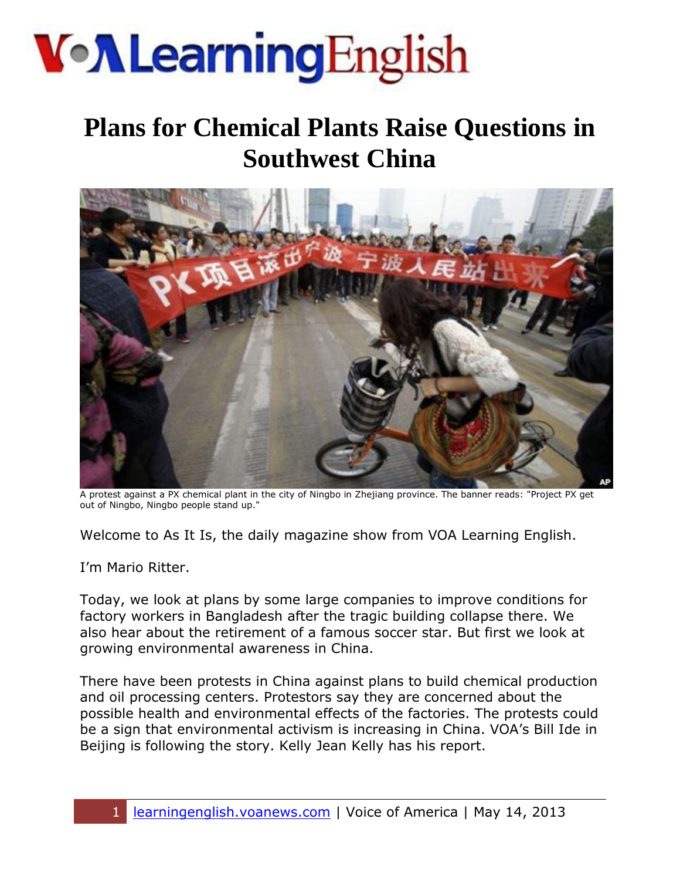# Plans for Chemical Plants Raise Questions in Southwest China

A protest against a PX chemical plant in the city of Ningbo in Zhejiang province. The banner reads: "Project PX get out of Ningbo, Ningbo people stand up."

Welcome to As It Is, the daily magazine show from VOA Learning English.

I'm Mario Ritter.

Today, we look at plans by some large companies to improve conditions for factory workers in Bangladesh after the tragic building collapse there. We also hear about the retirement of a famous soccer star. But first we look at growing environmental awareness in China.

There have been protests in China against plans to build chemical production and oil processing centers. Protestors say they are concerned about the possible health and environmental effects of the factories. The protests could be a sign that environmental activism is increasing in China. VOA's Bill Ide in Beijing is following the story. Kelly Jean Kelly has his report.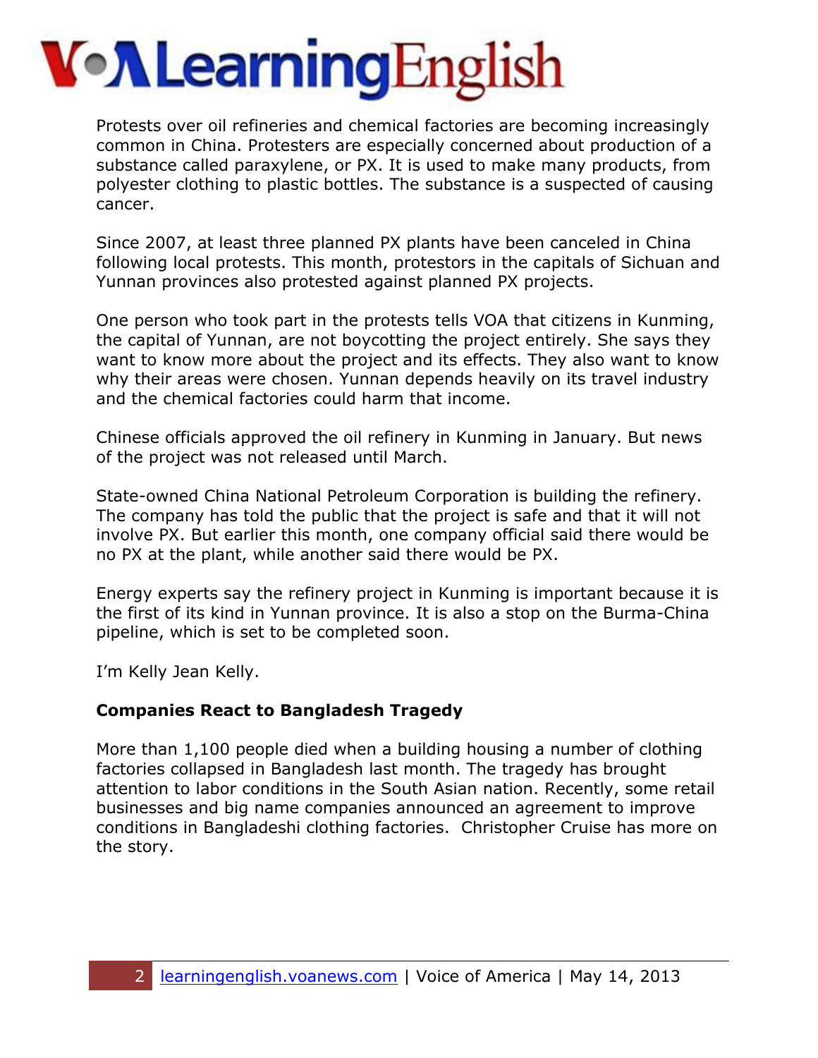Protests over oil refineries and chemical factories are becoming increasingly common in China. Protesters are especially concerned about production of a substance called paraxylene, or PX. It is used to make many products, from polyester clothing to plastic bottles. The substance is a suspected of causing cancer.

Since 2007, at least three planned PX plants have been canceled in China following local protests. This month, protestors in the capitals of Sichuan and Yunnan provinces also protested against planned PX projects.

One person who took part in the protests tells VOA that citizens in Kunming, the capital of Yunnan, are not boycotting the project entirely. She says they want to know more about the project and its effects. They also want to know why their areas were chosen. Yunnan depends heavily on its travel industry and the chemical factories could harm that income.

Chinese officials approved the oil refinery in Kunming in January. But news of the project was not released until March.

State-owned China National Petroleum Corporation is building the refinery. The company has told the public that the project is safe and that it will not involve PX. But earlier this month, one company official said there would be no PX at the plant, while another said there would be PX.

Energy experts say the refinery project in Kunming is important because it is the first of its kind in Yunnan province. It is also a stop on the Burma-China pipeline, which is set to be completed soon.

I'm Kelly Jean Kelly.

**Companies React to Bangladesh Tragedy**

More than 1,100 people died when a building housing a number of clothing factories collapsed in Bangladesh last month. The tragedy has brought attention to labor conditions in the South Asian nation. Recently, some retail businesses and big name companies announced an agreement to improve conditions in Bangladeshi clothing factories. Christopher Cruise has more on the story.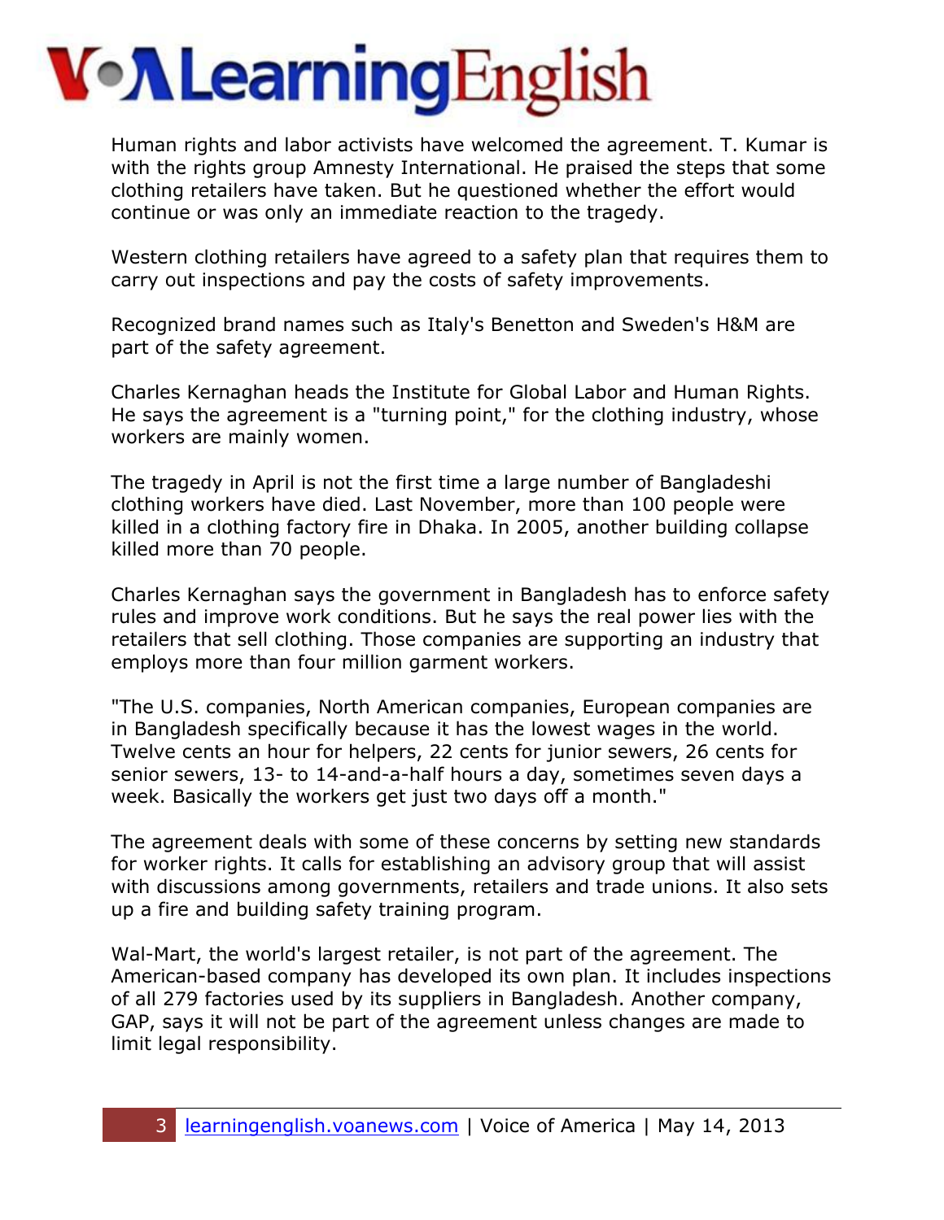Human rights and labor activists have welcomed the agreement. T. Kumar is with the rights group Amnesty International. He praised the steps that some clothing retailers have taken. But he questioned whether the effort would continue or was only an immediate reaction to the tragedy.

Western clothing retailers have agreed to a safety plan that requires them to carry out inspections and pay the costs of safety improvements.

Recognized brand names such as Italy's Benetton and Sweden's H&M are part of the safety agreement.

Charles Kernaghan heads the Institute for Global Labor and Human Rights. He says the agreement is a "turning point," for the clothing industry, whose workers are mainly women.

The tragedy in April is not the first time a large number of Bangladeshi clothing workers have died. Last November, more than 100 people were killed in a clothing factory fire in Dhaka. In 2005, another building collapse killed more than 70 people.

Charles Kernaghan says the government in Bangladesh has to enforce safety rules and improve work conditions. But he says the real power lies with the retailers that sell clothing. Those companies are supporting an industry that employs more than four million garment workers.

"The U.S. companies, North American companies, European companies are in Bangladesh specifically because it has the lowest wages in the world. Twelve cents an hour for helpers, 22 cents for junior sewers, 26 cents for senior sewers, 13- to 14-and-a-half hours a day, sometimes seven days a week. Basically the workers get just two days off a month."

The agreement deals with some of these concerns by setting new standards for worker rights. It calls for establishing an advisory group that will assist with discussions among governments, retailers and trade unions. It also sets up a fire and building safety training program.

Wal-Mart, the world's largest retailer, is not part of the agreement. The American-based company has developed its own plan. It includes inspections of all 279 factories used by its suppliers in Bangladesh. Another company, GAP, says it will not be part of the agreement unless changes are made to limit legal responsibility.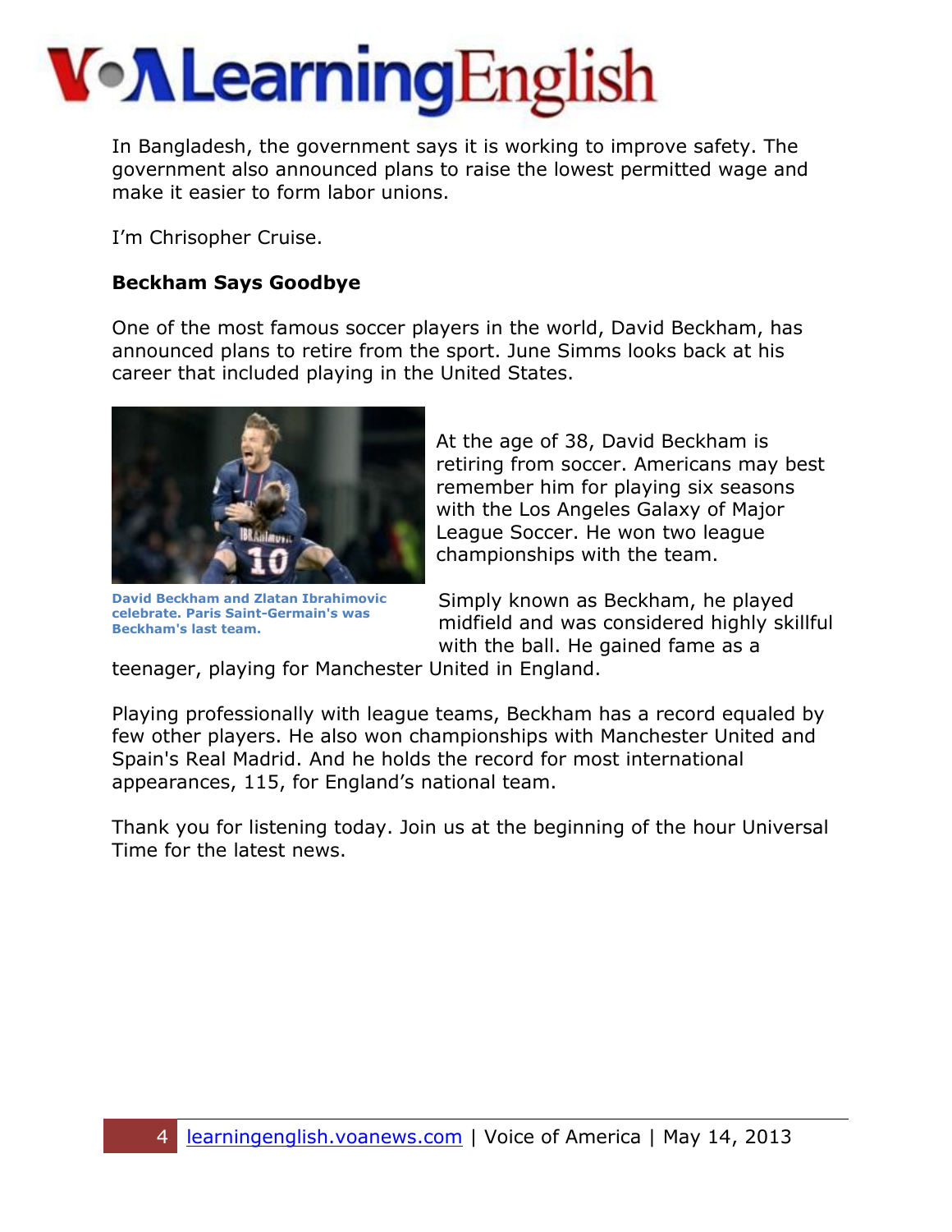In Bangladesh, the government says it is working to improve safety. The government also announced plans to raise the lowest permitted wage and make it easier to form labor unions.

I'm Chrisopher Cruise.

**Beckham Says Goodbye**

One of the most famous soccer players in the world, David Beckham, has announced plans to retire from the sport. June Simms looks back at his career that included playing in the United States.

David Beckham and Zlatan Ibrahimovic celebrate. Paris Saint-Germain's was Beckham's last team.

At the age of 38, David Beckham is retiring from soccer. Americans may best remember him for playing six seasons with the Los Angeles Galaxy of Major League Soccer. He won two league championships with the team.

Simply known as Beckham, he played midfield and was considered highly skillful with the ball. He gained fame as a teenager, playing for Manchester United in England.

Playing professionally with league teams, Beckham has a record equaled by few other players. He also won championships with Manchester United and Spain's Real Madrid. And he holds the record for most international appearances, 115, for England's national team.

Thank you for listening today. Join us at the beginning of the hour Universal Time for the latest news.